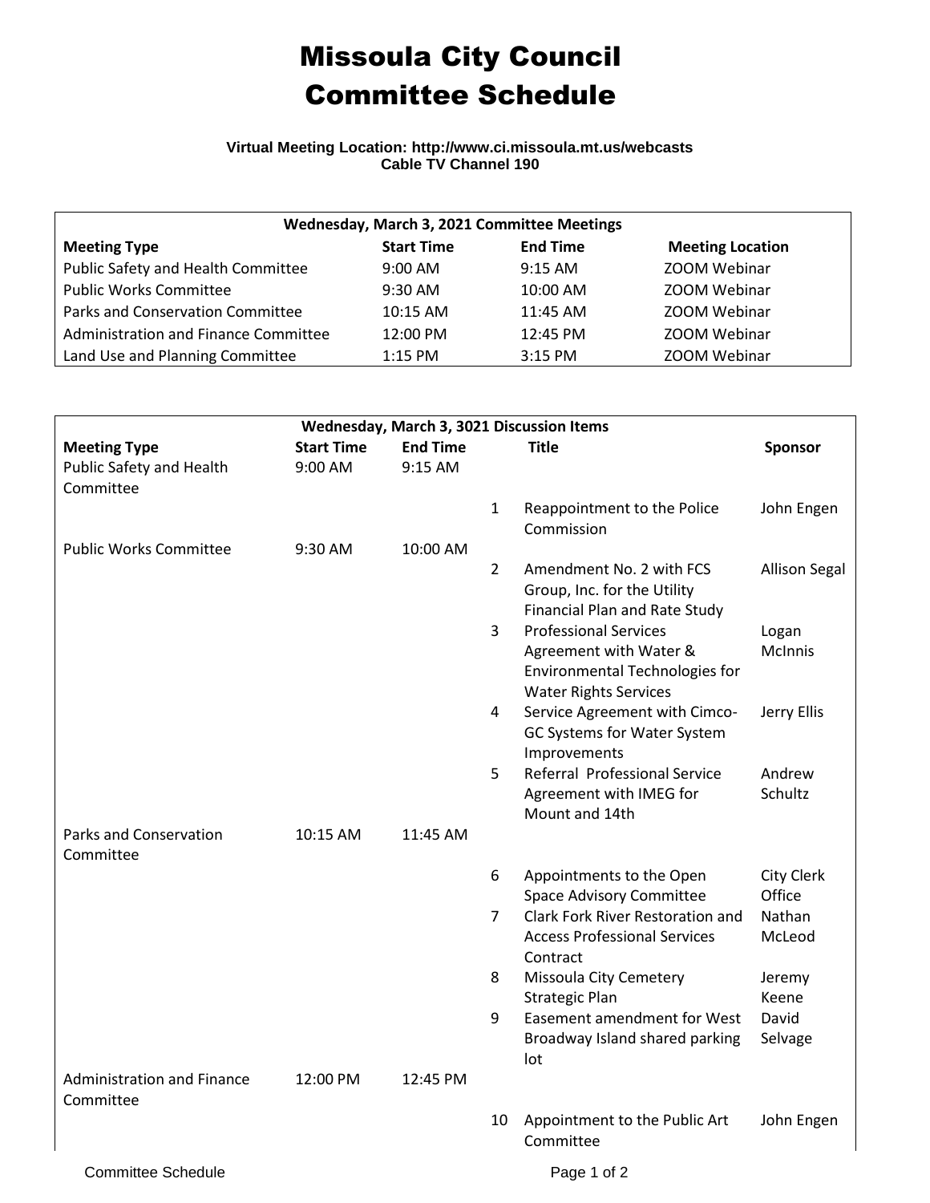# Missoula City Council Committee Schedule

**Virtual Meeting Location: http://www.ci.missoula.mt.us/webcasts**
**Cable TV Channel 190**

| Wednesday, March 3, 2021 Committee Meetings | | | |
|---|---|---|---|
| **Meeting Type** | **Start Time** | **End Time** | **Meeting Location** |
| Public Safety and Health Committee | 9:00 AM | 9:15 AM | ZOOM Webinar |
| Public Works Committee | 9:30 AM | 10:00 AM | ZOOM Webinar |
| Parks and Conservation Committee | 10:15 AM | 11:45 AM | ZOOM Webinar |
| Administration and Finance Committee | 12:00 PM | 12:45 PM | ZOOM Webinar |
| Land Use and Planning Committee | 1:15 PM | 3:15 PM | ZOOM Webinar |

| Wednesday, March 3, 3021 Discussion Items | | | | | |
|---|---|---|---|---|---|
| **Meeting Type** | **Start Time** | **End Time** | | **Title** | **Sponsor** |
| Public Safety and Health Committee | 9:00 AM | 9:15 AM | | | |
| | | | 1 | Reappointment to the Police Commission | John Engen |
| Public Works Committee | 9:30 AM | 10:00 AM | | | |
| | | | 2 | Amendment No. 2 with FCS Group, Inc. for the Utility Financial Plan and Rate Study | Allison Segal |
| | | | 3 | Professional Services Agreement with Water & Environmental Technologies for Water Rights Services | Logan McInnis |
| | | | 4 | Service Agreement with Cimco-GC Systems for Water System Improvements | Jerry Ellis |
| | | | 5 | Referral Professional Service Agreement with IMEG for Mount and 14th | Andrew Schultz |
| Parks and Conservation Committee | 10:15 AM | 11:45 AM | | | |
| | | | 6 | Appointments to the Open Space Advisory Committee | City Clerk Office |
| | | | 7 | Clark Fork River Restoration and Access Professional Services Contract | Nathan McLeod |
| | | | 8 | Missoula City Cemetery Strategic Plan | Jeremy Keene |
| | | | 9 | Easement amendment for West Broadway Island shared parking lot | David Selvage |
| Administration and Finance Committee | 12:00 PM | 12:45 PM | | | |
| | | | 10 | Appointment to the Public Art Committee | John Engen |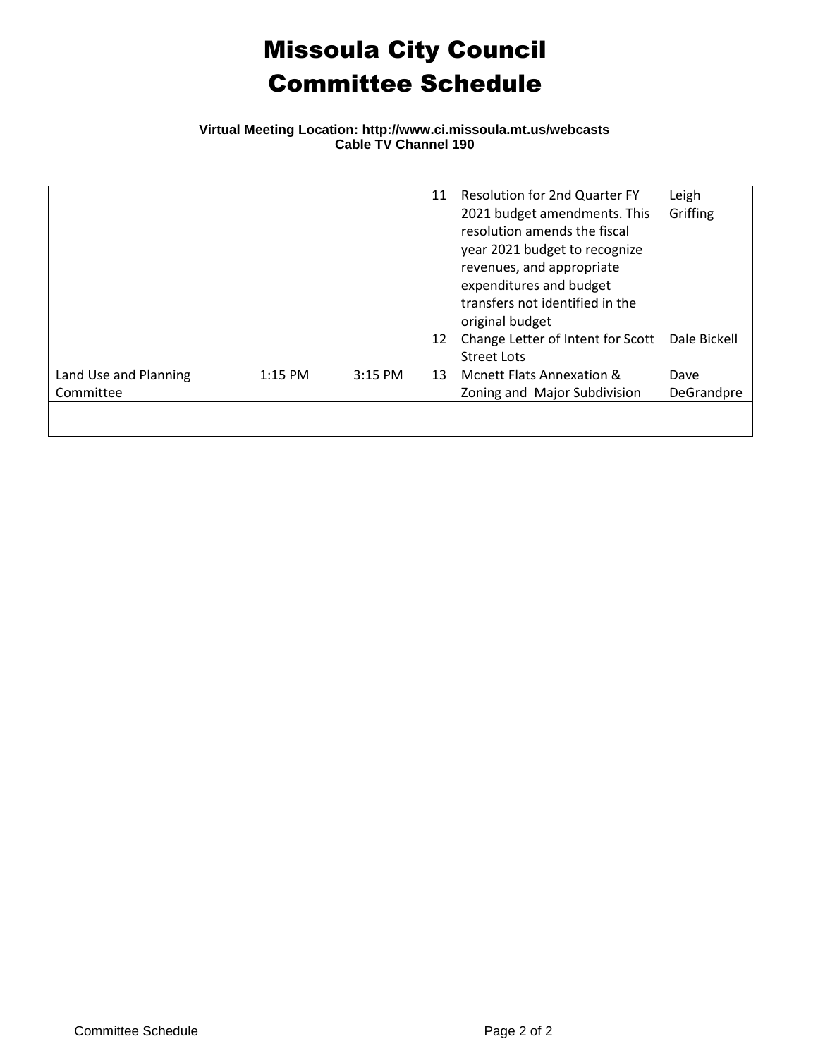# Missoula City Council
# Committee Schedule

**Virtual Meeting Location: http://www.ci.missoula.mt.us/webcasts**
**Cable TV Channel 190**

| | | | | | |
|---|---|---|---|---|---|
| | | | 11 | Resolution for 2nd Quarter FY 2021 budget amendments. This resolution amends the fiscal year 2021 budget to recognize revenues, and appropriate expenditures and budget transfers not identified in the original budget | Leigh Griffing |
| | | | 12 | Change Letter of Intent for Scott Street Lots | Dale Bickell |
| Land Use and Planning Committee | 1:15 PM | 3:15 PM | 13 | Mcnett Flats Annexation & Zoning and Major Subdivision | Dave DeGrandpre |